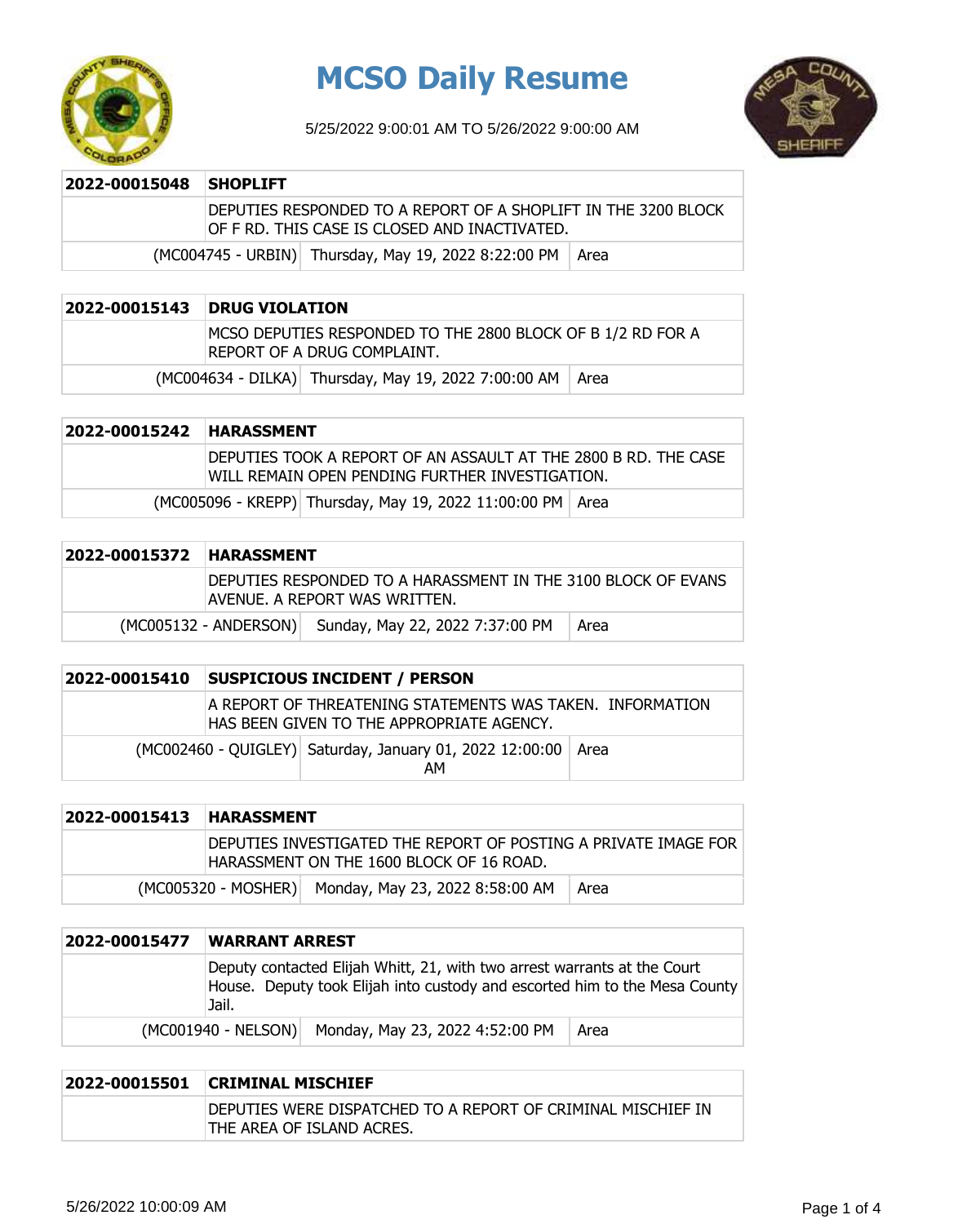# MCSO Daily Resume

5/25/2022 9:00:01 AM TO 5/26/2022 9:00:00 AM

| 2022-00015048 | SHOPLIFT | |
|---|---|---|
| | DEPUTIES RESPONDED TO A REPORT OF A SHOPLIFT IN THE 3200 BLOCK OF F RD. THIS CASE IS CLOSED AND INACTIVATED. | |
| (MC004745 - URBIN) | Thursday, May 19, 2022 8:22:00 PM | Area |

| 2022-00015143 | DRUG VIOLATION | |
|---|---|---|
| | MCSO DEPUTIES RESPONDED TO THE 2800 BLOCK OF B 1/2 RD FOR A REPORT OF A DRUG COMPLAINT. | |
| (MC004634 - DILKA) | Thursday, May 19, 2022 7:00:00 AM | Area |

| 2022-00015242 | HARASSMENT | |
|---|---|---|
| | DEPUTIES TOOK A REPORT OF AN ASSAULT AT THE 2800 B RD. THE CASE WILL REMAIN OPEN PENDING FURTHER INVESTIGATION. | |
| (MC005096 - KREPP) | Thursday, May 19, 2022 11:00:00 PM | Area |

| 2022-00015372 | HARASSMENT | |
|---|---|---|
| | DEPUTIES RESPONDED TO A HARASSMENT IN THE 3100 BLOCK OF EVANS AVENUE. A REPORT WAS WRITTEN. | |
| (MC005132 - ANDERSON) | Sunday, May 22, 2022 7:37:00 PM | Area |

| 2022-00015410 | SUSPICIOUS INCIDENT / PERSON | |
|---|---|---|
| | A REPORT OF THREATENING STATEMENTS WAS TAKEN. INFORMATION HAS BEEN GIVEN TO THE APPROPRIATE AGENCY. | |
| (MC002460 - QUIGLEY) | Saturday, January 01, 2022 12:00:00 AM | Area |

| 2022-00015413 | HARASSMENT | |
|---|---|---|
| | DEPUTIES INVESTIGATED THE REPORT OF POSTING A PRIVATE IMAGE FOR HARASSMENT ON THE 1600 BLOCK OF 16 ROAD. | |
| (MC005320 - MOSHER) | Monday, May 23, 2022 8:58:00 AM | Area |

| 2022-00015477 | WARRANT ARREST | |
|---|---|---|
| | Deputy contacted Elijah Whitt, 21, with two arrest warrants at the Court House. Deputy took Elijah into custody and escorted him to the Mesa County Jail. | |
| (MC001940 - NELSON) | Monday, May 23, 2022 4:52:00 PM | Area |

| 2022-00015501 | CRIMINAL MISCHIEF |
|---|---|
| | DEPUTIES WERE DISPATCHED TO A REPORT OF CRIMINAL MISCHIEF IN THE AREA OF ISLAND ACRES. |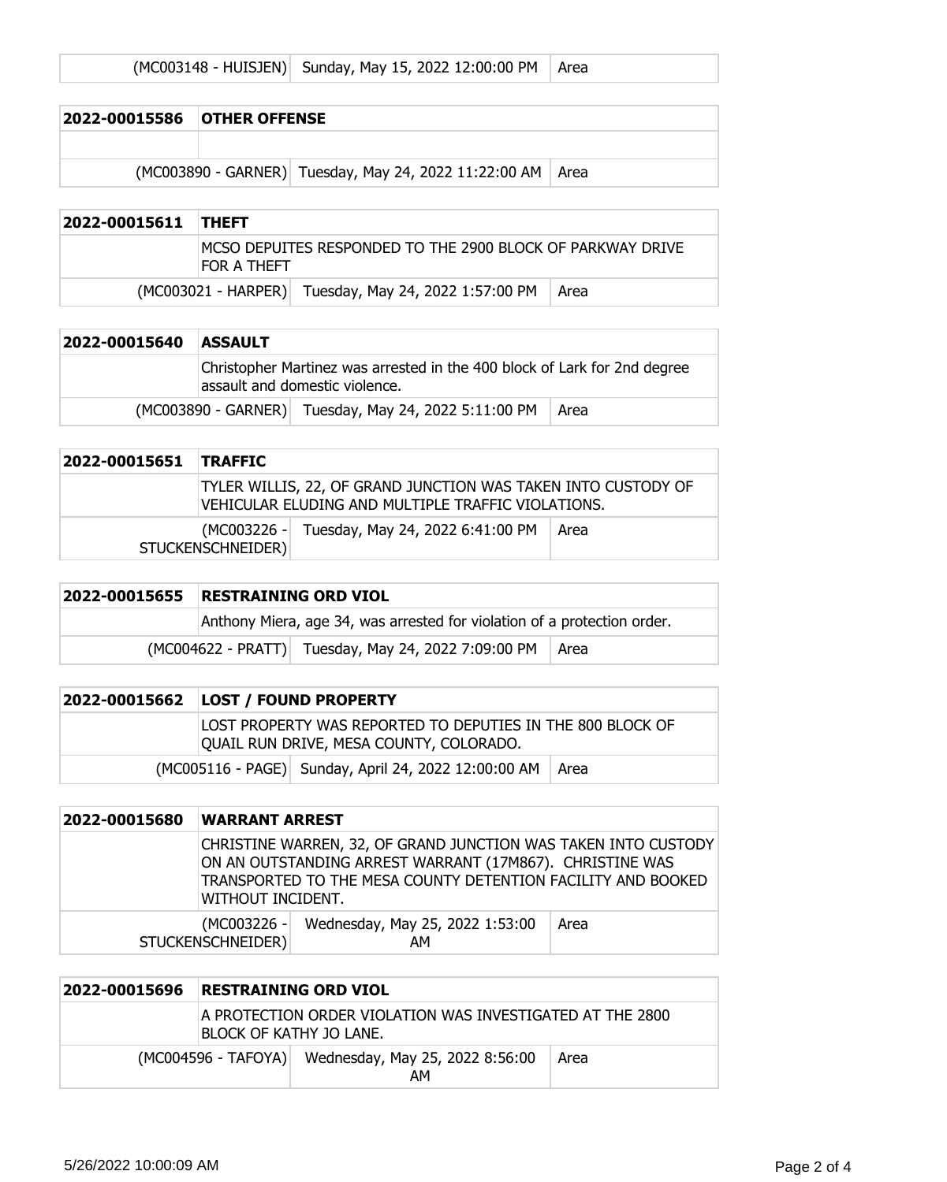| | (MC003148 - HUISJEN) | Sunday, May 15, 2022 12:00:00 PM | Area |
|---|---|---|---|

| 2022-00015586 | OTHER OFFENSE | | |
|---|---|---|---|
| | | | |
| | (MC003890 - GARNER) | Tuesday, May 24, 2022 11:22:00 AM | Area |

| 2022-00015611 | THEFT | | |
|---|---|---|---|
| | MCSO DEPUITES RESPONDED TO THE 2900 BLOCK OF PARKWAY DRIVE FOR A THEFT | | |
| | (MC003021 - HARPER) | Tuesday, May 24, 2022 1:57:00 PM | Area |

| 2022-00015640 | ASSAULT | | |
|---|---|---|---|
| | Christopher Martinez was arrested in the 400 block of Lark for 2nd degree assault and domestic violence. | | |
| | (MC003890 - GARNER) | Tuesday, May 24, 2022 5:11:00 PM | Area |

| 2022-00015651 | TRAFFIC | | |
|---|---|---|---|
| | TYLER WILLIS, 22, OF GRAND JUNCTION WAS TAKEN INTO CUSTODY OF VEHICULAR ELUDING AND MULTIPLE TRAFFIC VIOLATIONS. | | |
| | (MC003226 - STUCKENSCHNEIDER) | Tuesday, May 24, 2022 6:41:00 PM | Area |

| 2022-00015655 | RESTRAINING ORD VIOL | | |
|---|---|---|---|
| | Anthony Miera, age 34, was arrested for violation of a protection order. | | |
| | (MC004622 - PRATT) | Tuesday, May 24, 2022 7:09:00 PM | Area |

| 2022-00015662 | LOST / FOUND PROPERTY | | |
|---|---|---|---|
| | LOST PROPERTY WAS REPORTED TO DEPUTIES IN THE 800 BLOCK OF QUAIL RUN DRIVE, MESA COUNTY, COLORADO. | | |
| | (MC005116 - PAGE) | Sunday, April 24, 2022 12:00:00 AM | Area |

| 2022-00015680 | WARRANT ARREST | | |
|---|---|---|---|
| | CHRISTINE WARREN, 32, OF GRAND JUNCTION WAS TAKEN INTO CUSTODY ON AN OUTSTANDING ARREST WARRANT (17M867). CHRISTINE WAS TRANSPORTED TO THE MESA COUNTY DETENTION FACILITY AND BOOKED WITHOUT INCIDENT. | | |
| | (MC003226 - STUCKENSCHNEIDER) | Wednesday, May 25, 2022 1:53:00 AM | Area |

| 2022-00015696 | RESTRAINING ORD VIOL | | |
|---|---|---|---|
| | A PROTECTION ORDER VIOLATION WAS INVESTIGATED AT THE 2800 BLOCK OF KATHY JO LANE. | | |
| | (MC004596 - TAFOYA) | Wednesday, May 25, 2022 8:56:00 AM | Area |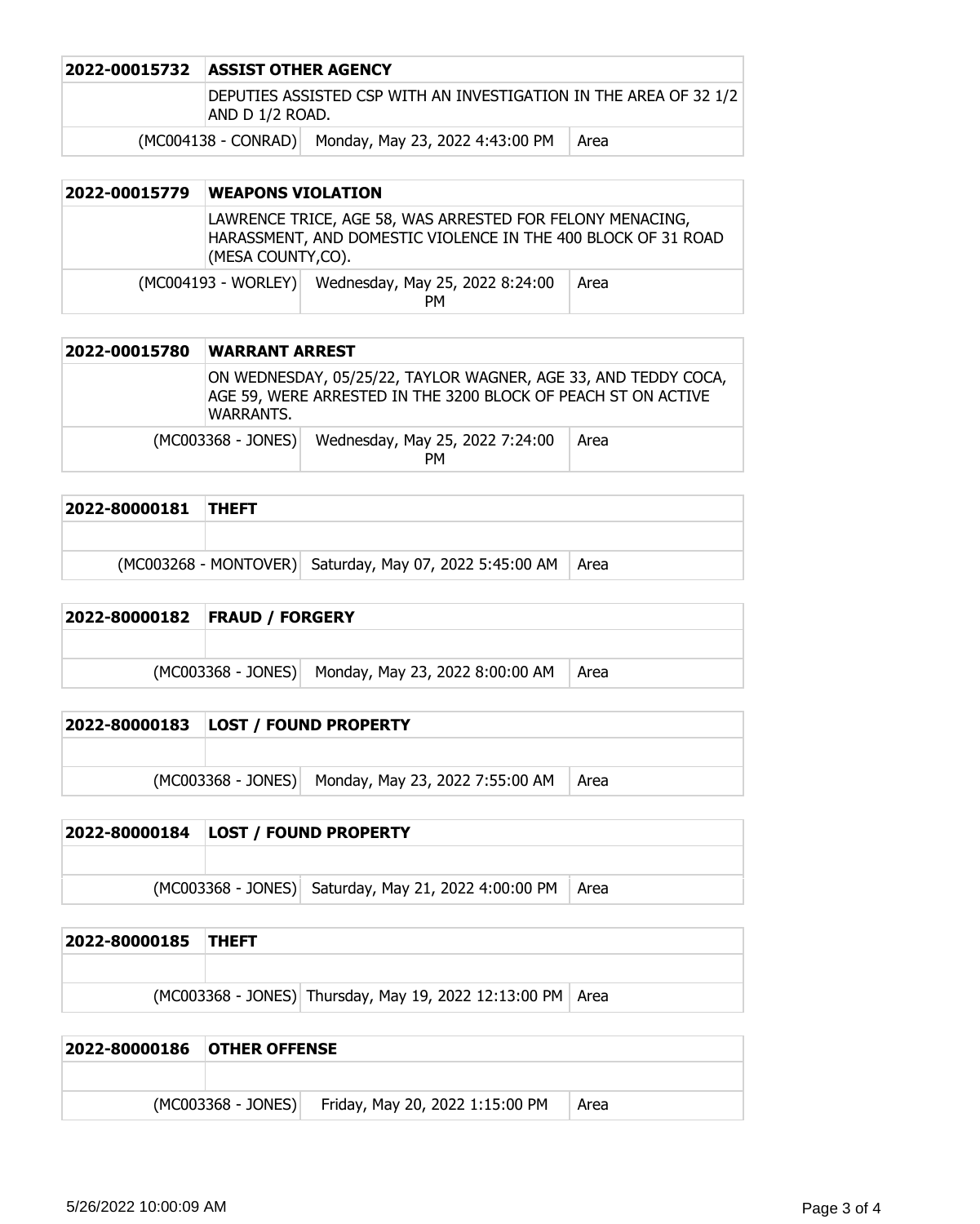| 2022-00015732 | **ASSIST OTHER AGENCY** | |
|---|---|---|
| | DEPUTIES ASSISTED CSP WITH AN INVESTIGATION IN THE AREA OF 32 1/2 AND D 1/2 ROAD. | |
| (MC004138 - CONRAD) | Monday, May 23, 2022 4:43:00 PM | Area |

| 2022-00015779 | **WEAPONS VIOLATION** | |
|---|---|---|
| | LAWRENCE TRICE, AGE 58, WAS ARRESTED FOR FELONY MENACING, HARASSMENT, AND DOMESTIC VIOLENCE IN THE 400 BLOCK OF 31 ROAD (MESA COUNTY,CO). | |
| (MC004193 - WORLEY) | Wednesday, May 25, 2022 8:24:00 PM | Area |

| 2022-00015780 | **WARRANT ARREST** | |
|---|---|---|
| | ON WEDNESDAY, 05/25/22, TAYLOR WAGNER, AGE 33, AND TEDDY COCA, AGE 59, WERE ARRESTED IN THE 3200 BLOCK OF PEACH ST ON ACTIVE WARRANTS. | |
| (MC003368 - JONES) | Wednesday, May 25, 2022 7:24:00 PM | Area |

| 2022-80000181 | **THEFT** | |
|---|---|---|
| | | |
| (MC003268 - MONTOVER) | Saturday, May 07, 2022 5:45:00 AM | Area |

| 2022-80000182 | **FRAUD / FORGERY** | |
|---|---|---|
| | | |
| (MC003368 - JONES) | Monday, May 23, 2022 8:00:00 AM | Area |

| 2022-80000183 | **LOST / FOUND PROPERTY** | |
|---|---|---|
| | | |
| (MC003368 - JONES) | Monday, May 23, 2022 7:55:00 AM | Area |

| 2022-80000184 | **LOST / FOUND PROPERTY** | |
|---|---|---|
| | | |
| (MC003368 - JONES) | Saturday, May 21, 2022 4:00:00 PM | Area |

| 2022-80000185 | **THEFT** | |
|---|---|---|
| | | |
| (MC003368 - JONES) | Thursday, May 19, 2022 12:13:00 PM | Area |

| 2022-80000186 | **OTHER OFFENSE** | |
|---|---|---|
| | | |
| (MC003368 - JONES) | Friday, May 20, 2022 1:15:00 PM | Area |

5/26/2022 10:00:09 AM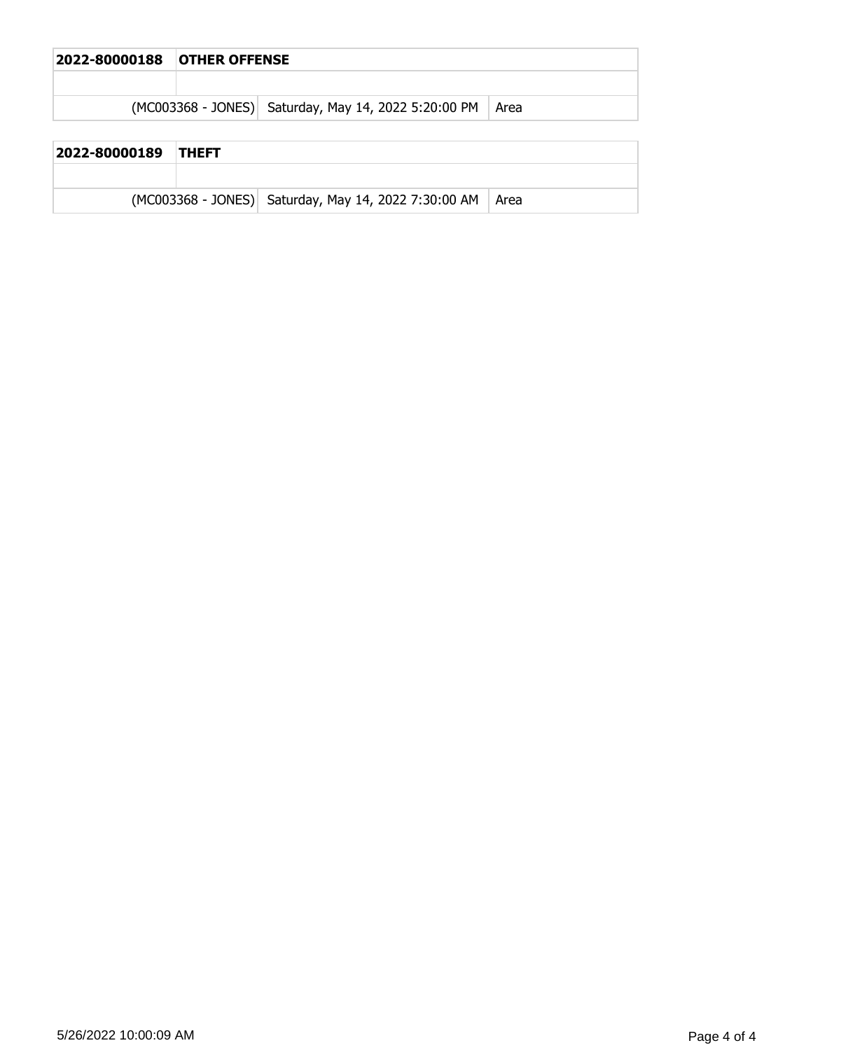| 2022-80000188 | OTHER OFFENSE | | |
|---|---|---|---|
| | | | |
| | (MC003368 - JONES) | Saturday, May 14, 2022 5:20:00 PM | Area |

| 2022-80000189 | THEFT | | |
|---|---|---|---|
| | | | |
| | (MC003368 - JONES) | Saturday, May 14, 2022 7:30:00 AM | Area |

5/26/2022 10:00:09 AM